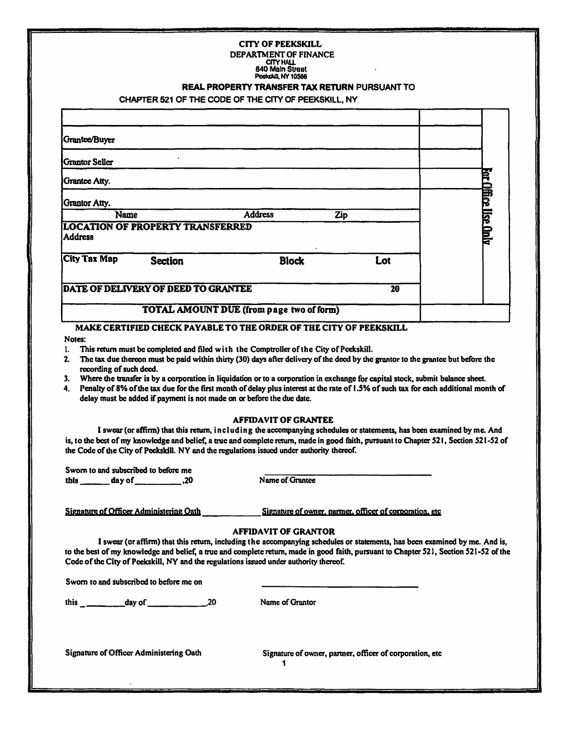# CITY OF PEEKSKILL

## DEPARTMENT OF FINANCE

CITY HALL
840 Main Street
Peekskill, NY 10566

**REAL PROPERTY TRANSFER TAX RETURN** PURSUANT TO
CHAPTER 521 OF THE CODE OF THE CITY OF PEEKSKILL, NY

| | | | | | For Office Use Only |
|---|---|---|---|---|---|
| | | | | | |
| Grantee/Buyer | | | | | |
| Grantor Seller | | | | | |
| Grantee Atty. | | | | | |
| Grantor Atty. | | | | | |
| Name | | Address | Zip | | |
| **LOCATION OF PROPERTY TRANSFERRED** Address | | | | | |
| **City Tax Map** | **Section** | **Block** | **Lot** | | |
| **DATE OF DELIVERY OF DEED TO GRANTEE** | | | **20** | | |
| **TOTAL AMOUNT DUE (from page two of form)** | | | | | |

**MAKE CERTIFIED CHECK PAYABLE TO THE ORDER OF THE CITY OF PEEKSKILL**

Notes:

1. This return must be completed and filed with the Comptroller of the City of Peekskill.
2. The tax due thereon must be paid within thirty (30) days after delivery of the deed by the grantor to the grantee but before the recording of such deed.
3. Where the transfer is by a corporation in liquidation or to a corporation in exchange for capital stock, submit balance sheet.
4. Penalty of 8% of the tax due for the first month of delay plus interest at the rate of 1.5% of such tax for each additional month of delay must be added if payment is not made on or before the due date.

### AFFIDAVIT OF GRANTEE

I swear (or affirm) that this return, including the accompanying schedules or statements, has been examined by me. And is, to the best of my knowledge and belief, a true and complete return, made in good faith, pursuant to Chapter 521, Section 521-52 of the Code of the City of Peekskill. NY and the regulations issued under authority thereof.

Sworn to and subscribed to before me
this ______ day of __________ ,20

______________________________
Name of Grantee

Signature of Officer Administering Oath ______________ Signature of owner, partner, officer of corporation, etc

### AFFIDAVIT OF GRANTOR

I swear (or affirm) that this return, including the accompanying schedules or statements, has been examined by me. And is, to the best of my knowledge and belief, a true and complete return, made in good faith, pursuant to Chapter 521, Section 521-52 of the Code of the City of Peekskill, NY and the regulations issued under authority thereof.

Sworn to and subscribed to before me on

this _________ day of _____________ ,20

______________________________
Name of Grantor

Signature of Officer Administering Oath

Signature of owner, partner, officer of corporation, etc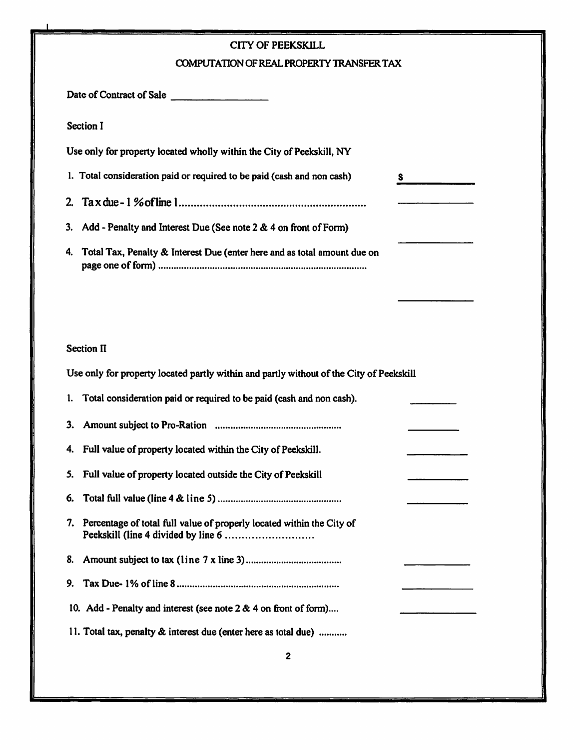# CITY OF PEEKSKILL

## COMPUTATION OF REAL PROPERTY TRANSFER TAX

Date of Contract of Sale ____________________

### Section I

Use only for property located wholly within the City of Peekskill, NY

1. Total consideration paid or required to be paid (cash and non cash) $ ____________
2. Tax due - 1 % of line 1 ............................................................ ____________
3. Add - Penalty and Interest Due (See note 2 & 4 on front of Form) ____________
4. Total Tax, Penalty & Interest Due (enter here and as total amount due on page one of form) ................................................................................ ____________

### Section II

Use only for property located partly within and partly without of the City of Peekskill

1. Total consideration paid or required to be paid (cash and non cash). ____________
3. Amount subject to Pro-Ration ................................................ ____________
4. Full value of property located within the City of Peekskill. ____________
5. Full value of property located outside the City of Peekskill ____________
6. Total full value (line 4 & line 5) ................................................ ____________
7. Percentage of total full value of properly located within the City of Peekskill (line 4 divided by line 6 ..........................
8. Amount subject to tax (line 7 x line 3) ..................................... ____________
9. Tax Due- 1% of line 8 ............................................................... ____________
10. Add - Penalty and interest (see note 2 & 4 on front of form).... ____________
11. Total tax, penalty & interest due (enter here as total due) ..........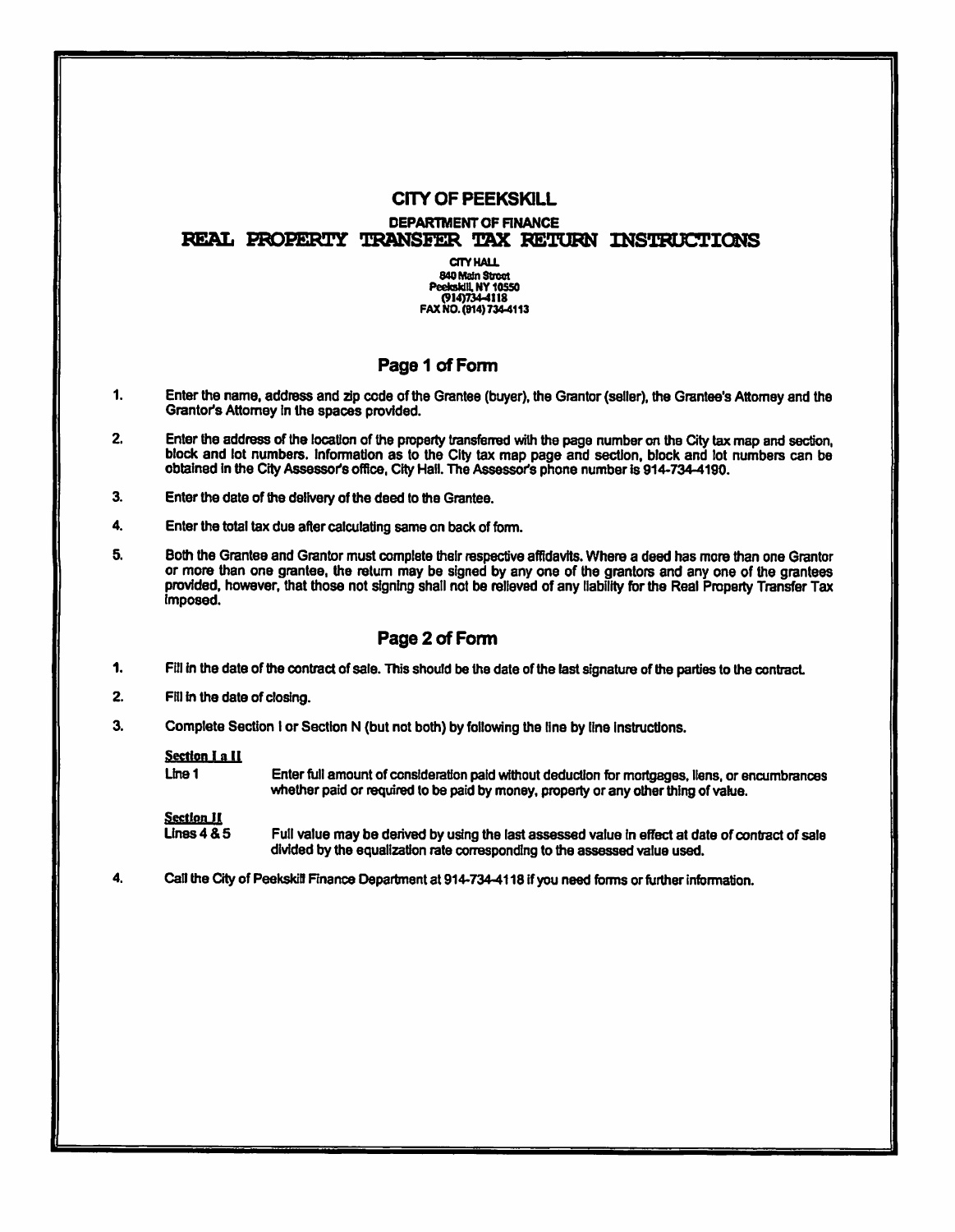# CITY OF PEEKSKILL

## DEPARTMENT OF FINANCE

## REAL PROPERTY TRANSFER TAX RETURN INSTRUCTIONS

CITY HALL
840 Main Street
Peekskill, NY 10550
(914)734-4118
FAX NO. (914) 734-4113

### Page 1 of Form

1. Enter the name, address and zip code of the Grantee (buyer), the Grantor (seller), the Grantee's Attorney and the Grantor's Attorney in the spaces provided.

2. Enter the address of the location of the property transferred with the page number on the City tax map and section, block and lot numbers. Information as to the City tax map page and section, block and lot numbers can be obtained in the City Assessor's office, City Hall. The Assessor's phone number is 914-734-4190.

3. Enter the date of the delivery of the deed to the Grantee.

4. Enter the total tax due after calculating same on back of form.

5. Both the Grantee and Grantor must complete their respective affidavits. Where a deed has more than one Grantor or more than one grantee, the return may be signed by any one of the grantors and any one of the grantees provided, however, that those not signing shall not be relieved of any liability for the Real Property Transfer Tax imposed.

### Page 2 of Form

1. Fill in the date of the contract of sale. This should be the date of the last signature of the parties to the contract.

2. Fill in the date of closing.

3. Complete Section I or Section N (but not both) by following the line by line instructions.

   **Section I a II**
   Line 1 — Enter full amount of consideration paid without deduction for mortgages, liens, or encumbrances whether paid or required to be paid by money, property or any other thing of value.

   **Section II**
   Lines 4 & 5 — Full value may be derived by using the last assessed value in effect at date of contract of sale divided by the equalization rate corresponding to the assessed value used.

4. Call the City of Peekskill Finance Department at 914-734-4118 if you need forms or further information.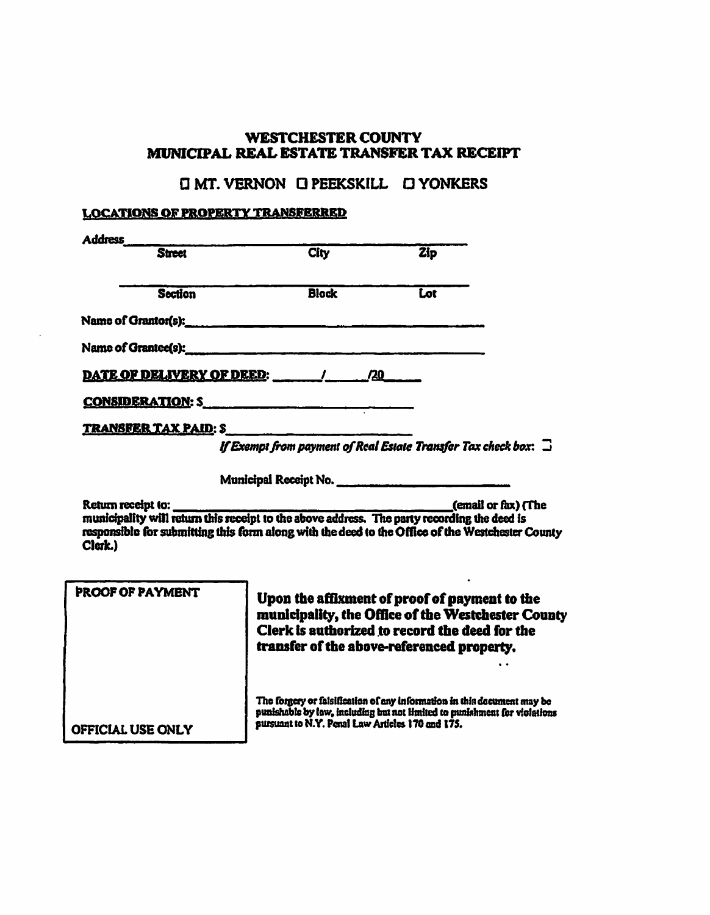# WESTCHESTER COUNTY
# MUNICIPAL REAL ESTATE TRANSFER TAX RECEIPT

☐ MT. VERNON ☐ PEEKSKILL ☐ YONKERS

**LOCATIONS OF PROPERTY TRANSFERRED**

Address\_\_\_\_\_\_\_\_\_\_\_\_\_\_\_\_\_\_\_\_\_\_\_\_\_\_\_\_\_\_\_\_\_\_\_\_\_\_\_\_

| Street | City | Zip |
|---|---|---|

| Section | Block | Lot |
|---|---|---|

Name of Grantor(s):\_\_\_\_\_\_\_\_\_\_\_\_\_\_\_\_\_\_\_\_\_\_\_\_\_\_\_\_\_\_\_\_

Name of Grantee(s):\_\_\_\_\_\_\_\_\_\_\_\_\_\_\_\_\_\_\_\_\_\_\_\_\_\_\_\_\_\_\_\_

**DATE OF DELIVERY OF DEED:** \_\_\_\_\_\_/\_\_\_\_\_\_/20\_\_\_\_\_

**CONSIDERATION:** $\_\_\_\_\_\_\_\_\_\_\_\_\_\_\_\_\_\_\_\_\_\_\_\_\_\_\_\_

**TRANSFER TAX PAID:** $\_\_\_\_\_\_\_\_\_\_\_\_\_\_\_\_\_\_\_\_\_\_\_\_\_\_\_\_

*If Exempt from payment of Real Estate Transfer Tax check box:* ☐

Municipal Receipt No. \_\_\_\_\_\_\_\_\_\_\_\_\_\_\_\_\_\_\_\_\_\_\_\_

Return receipt to: \_\_\_\_\_\_\_\_\_\_\_\_\_\_\_\_\_\_\_\_\_\_\_\_\_\_\_\_\_\_\_\_\_\_\_\_\_\_(email or fax) (The municipality will return this receipt to the above address. The party recording the deed is responsible for submitting this form along with the deed to the Office of the Westchester County Clerk.)

| PROOF OF PAYMENT |
|---|
| |
| OFFICIAL USE ONLY |

**Upon the affixment of proof of payment to the municipality, the Office of the Westchester County Clerk is authorized to record the deed for the transfer of the above-referenced property.**

The forgery or falsification of any information in this document may be punishable by law, including but not limited to punishment for violations pursuant to N.Y. Penal Law Articles 170 and 175.